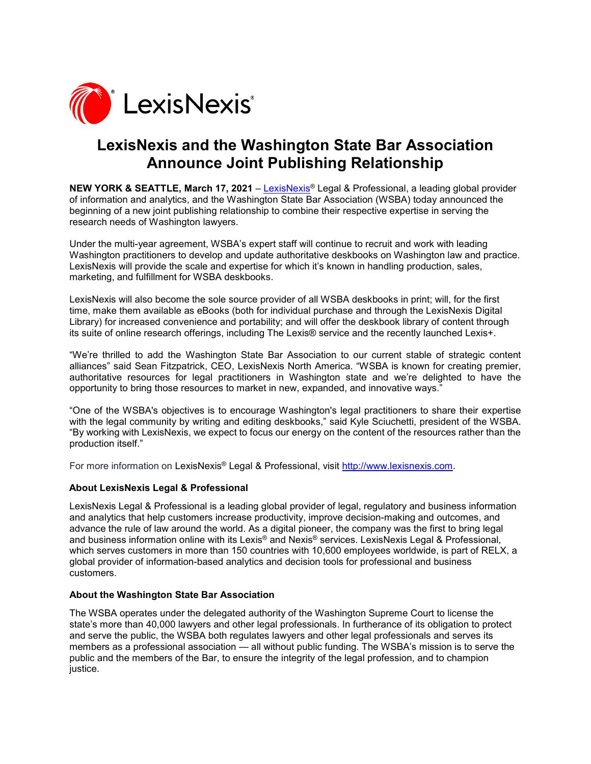# LexisNexis and the Washington State Bar Association Announce Joint Publishing Relationship

**NEW YORK & SEATTLE, March 17, 2021** – [LexisNexis®](http://www.lexisnexis.com) Legal & Professional, a leading global provider of information and analytics, and the Washington State Bar Association (WSBA) today announced the beginning of a new joint publishing relationship to combine their respective expertise in serving the research needs of Washington lawyers.

Under the multi-year agreement, WSBA's expert staff will continue to recruit and work with leading Washington practitioners to develop and update authoritative deskbooks on Washington law and practice. LexisNexis will provide the scale and expertise for which it's known in handling production, sales, marketing, and fulfillment for WSBA deskbooks.

LexisNexis will also become the sole source provider of all WSBA deskbooks in print; will, for the first time, make them available as eBooks (both for individual purchase and through the LexisNexis Digital Library) for increased convenience and portability; and will offer the deskbook library of content through its suite of online research offerings, including The Lexis® service and the recently launched Lexis+.

"We're thrilled to add the Washington State Bar Association to our current stable of strategic content alliances" said Sean Fitzpatrick, CEO, LexisNexis North America. "WSBA is known for creating premier, authoritative resources for legal practitioners in Washington state and we're delighted to have the opportunity to bring those resources to market in new, expanded, and innovative ways."

"One of the WSBA's objectives is to encourage Washington's legal practitioners to share their expertise with the legal community by writing and editing deskbooks," said Kyle Sciuchetti, president of the WSBA. "By working with LexisNexis, we expect to focus our energy on the content of the resources rather than the production itself."

For more information on LexisNexis® Legal & Professional, visit [http://www.lexisnexis.com](http://www.lexisnexis.com).

### About LexisNexis Legal & Professional

LexisNexis Legal & Professional is a leading global provider of legal, regulatory and business information and analytics that help customers increase productivity, improve decision-making and outcomes, and advance the rule of law around the world. As a digital pioneer, the company was the first to bring legal and business information online with its Lexis® and Nexis® services. LexisNexis Legal & Professional, which serves customers in more than 150 countries with 10,600 employees worldwide, is part of RELX, a global provider of information-based analytics and decision tools for professional and business customers.

### About the Washington State Bar Association

The WSBA operates under the delegated authority of the Washington Supreme Court to license the state's more than 40,000 lawyers and other legal professionals. In furtherance of its obligation to protect and serve the public, the WSBA both regulates lawyers and other legal professionals and serves its members as a professional association — all without public funding. The WSBA's mission is to serve the public and the members of the Bar, to ensure the integrity of the legal profession, and to champion justice.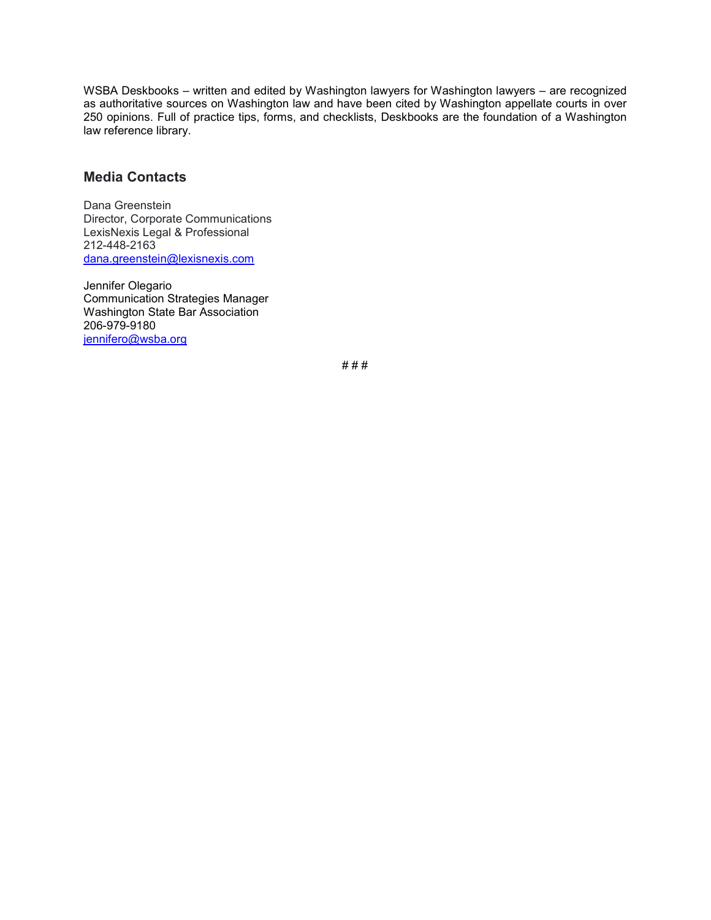WSBA Deskbooks – written and edited by Washington lawyers for Washington lawyers – are recognized as authoritative sources on Washington law and have been cited by Washington appellate courts in over 250 opinions. Full of practice tips, forms, and checklists, Deskbooks are the foundation of a Washington law reference library.

## Media Contacts

Dana Greenstein
Director, Corporate Communications
LexisNexis Legal & Professional
212-448-2163
dana.greenstein@lexisnexis.com

Jennifer Olegario
Communication Strategies Manager
Washington State Bar Association
206-979-9180
jennifero@wsba.org

# # #